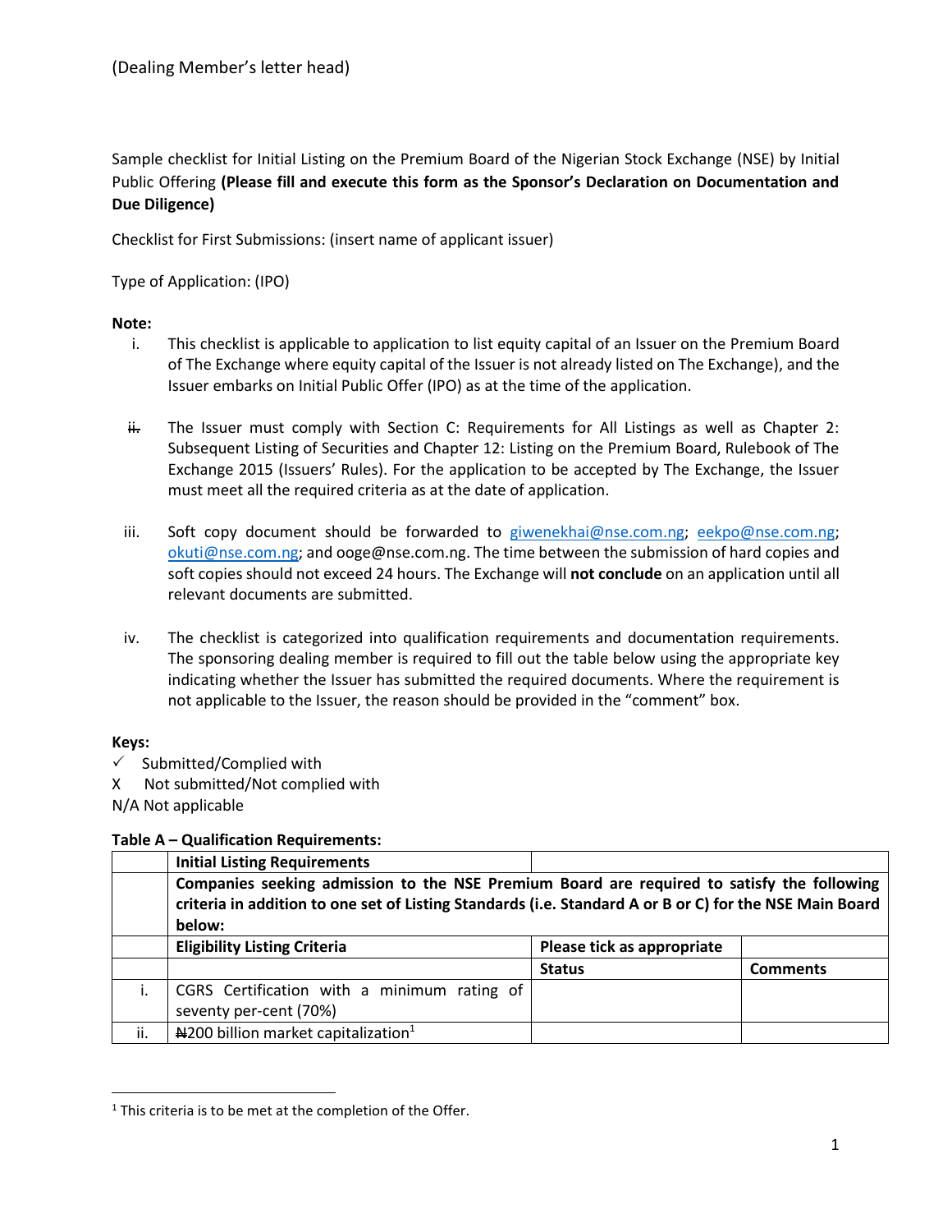(Dealing Member's letter head)

Sample checklist for Initial Listing on the Premium Board of the Nigerian Stock Exchange (NSE) by Initial Public Offering **(Please fill and execute this form as the Sponsor's Declaration on Documentation and Due Diligence)**

Checklist for First Submissions: (insert name of applicant issuer)

Type of Application: (IPO)

**Note:**

i. This checklist is applicable to application to list equity capital of an Issuer on the Premium Board of The Exchange where equity capital of the Issuer is not already listed on The Exchange), and the Issuer embarks on Initial Public Offer (IPO) as at the time of the application.

ii. The Issuer must comply with Section C: Requirements for All Listings as well as Chapter 2: Subsequent Listing of Securities and Chapter 12: Listing on the Premium Board, Rulebook of The Exchange 2015 (Issuers' Rules). For the application to be accepted by The Exchange, the Issuer must meet all the required criteria as at the date of application.

iii. Soft copy document should be forwarded to giwenekhai@nse.com.ng; eekpo@nse.com.ng; okuti@nse.com.ng; and ooge@nse.com.ng. The time between the submission of hard copies and soft copies should not exceed 24 hours. The Exchange will **not conclude** on an application until all relevant documents are submitted.

iv. The checklist is categorized into qualification requirements and documentation requirements. The sponsoring dealing member is required to fill out the table below using the appropriate key indicating whether the Issuer has submitted the required documents. Where the requirement is not applicable to the Issuer, the reason should be provided in the "comment" box.

**Keys:**

✓ Submitted/Complied with

X Not submitted/Not complied with

N/A Not applicable

**Table A – Qualification Requirements:**

| | **Initial Listing Requirements** | | |
|---|---|---|---|
| | **Companies seeking admission to the NSE Premium Board are required to satisfy the following criteria in addition to one set of Listing Standards (i.e. Standard A or B or C) for the NSE Main Board below:** | | |
| | **Eligibility Listing Criteria** | **Please tick as appropriate** | |
| | | **Status** | **Comments** |
| i. | CGRS Certification with a minimum rating of seventy per-cent (70%) | | |
| ii. | ₦200 billion market capitalization[1] | | |

[1] This criteria is to be met at the completion of the Offer.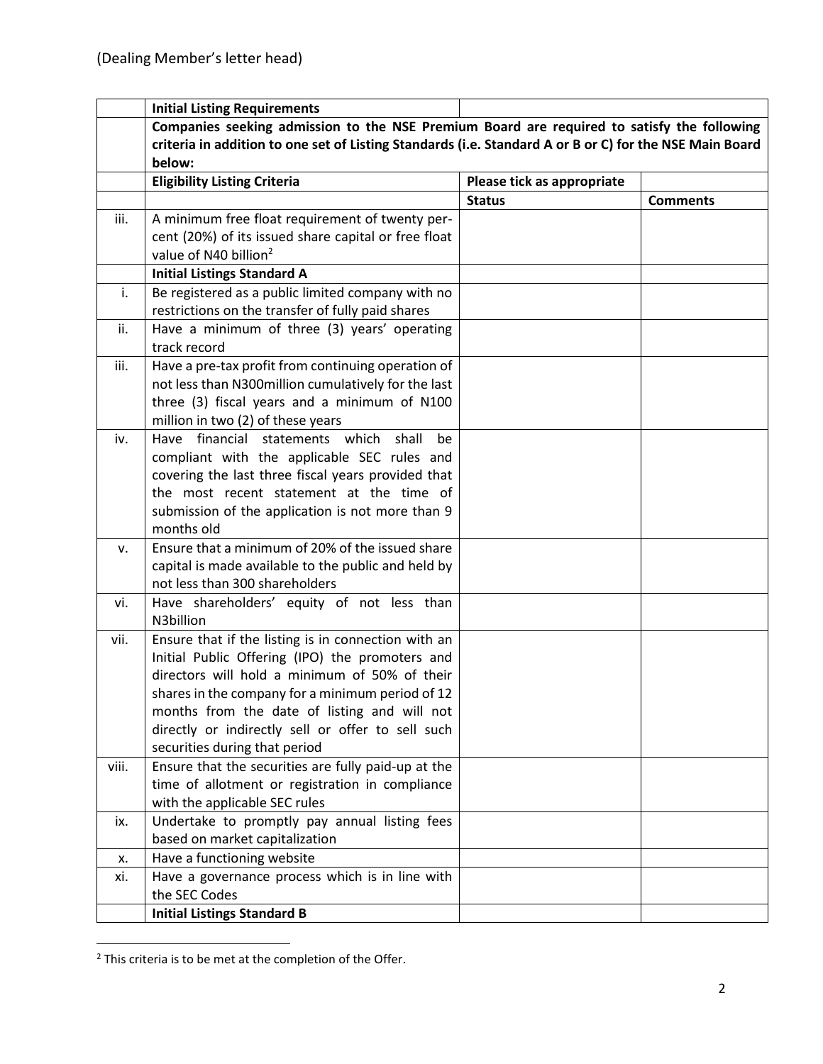(Dealing Member's letter head)

| | **Initial Listing Requirements** | | |
|---|---|---|---|
| | **Companies seeking admission to the NSE Premium Board are required to satisfy the following criteria in addition to one set of Listing Standards (i.e. Standard A or B or C) for the NSE Main Board below:** | | |
| | **Eligibility Listing Criteria** | **Please tick as appropriate** | |
| | | **Status** | **Comments** |
| iii. | A minimum free float requirement of twenty per-cent (20%) of its issued share capital or free float value of N40 billion[2] | | |
| | **Initial Listings Standard A** | | |
| i. | Be registered as a public limited company with no restrictions on the transfer of fully paid shares | | |
| ii. | Have a minimum of three (3) years' operating track record | | |
| iii. | Have a pre-tax profit from continuing operation of not less than N300million cumulatively for the last three (3) fiscal years and a minimum of N100 million in two (2) of these years | | |
| iv. | Have financial statements which shall be compliant with the applicable SEC rules and covering the last three fiscal years provided that the most recent statement at the time of submission of the application is not more than 9 months old | | |
| v. | Ensure that a minimum of 20% of the issued share capital is made available to the public and held by not less than 300 shareholders | | |
| vi. | Have shareholders' equity of not less than N3billion | | |
| vii. | Ensure that if the listing is in connection with an Initial Public Offering (IPO) the promoters and directors will hold a minimum of 50% of their shares in the company for a minimum period of 12 months from the date of listing and will not directly or indirectly sell or offer to sell such securities during that period | | |
| viii. | Ensure that the securities are fully paid-up at the time of allotment or registration in compliance with the applicable SEC rules | | |
| ix. | Undertake to promptly pay annual listing fees based on market capitalization | | |
| x. | Have a functioning website | | |
| xi. | Have a governance process which is in line with the SEC Codes | | |
| | **Initial Listings Standard B** | | |

[2] This criteria is to be met at the completion of the Offer.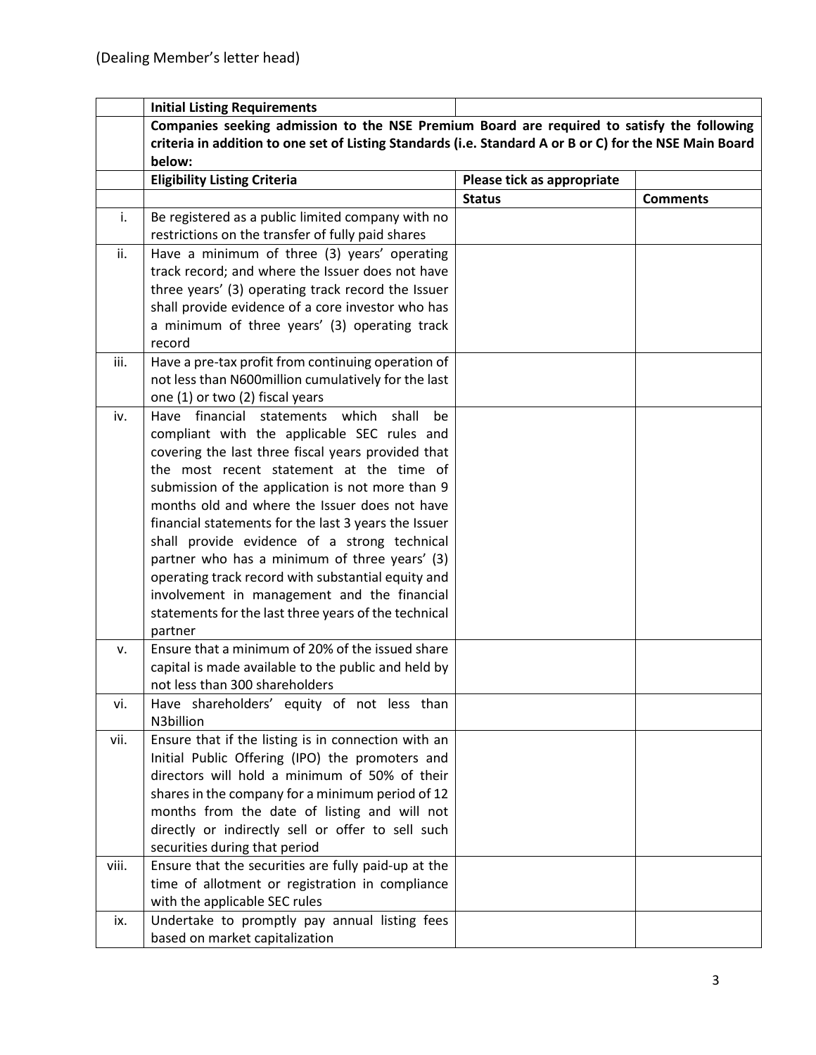(Dealing Member's letter head)

| | **Initial Listing Requirements** | | |
|---|---|---|---|
| | **Companies seeking admission to the NSE Premium Board are required to satisfy the following criteria in addition to one set of Listing Standards (i.e. Standard A or B or C) for the NSE Main Board below:** | | |
| | **Eligibility Listing Criteria** | **Please tick as appropriate** | |
| | | **Status** | **Comments** |
| i. | Be registered as a public limited company with no restrictions on the transfer of fully paid shares | | |
| ii. | Have a minimum of three (3) years' operating track record; and where the Issuer does not have three years' (3) operating track record the Issuer shall provide evidence of a core investor who has a minimum of three years' (3) operating track record | | |
| iii. | Have a pre-tax profit from continuing operation of not less than N600million cumulatively for the last one (1) or two (2) fiscal years | | |
| iv. | Have financial statements which shall be compliant with the applicable SEC rules and covering the last three fiscal years provided that the most recent statement at the time of submission of the application is not more than 9 months old and where the Issuer does not have financial statements for the last 3 years the Issuer shall provide evidence of a strong technical partner who has a minimum of three years' (3) operating track record with substantial equity and involvement in management and the financial statements for the last three years of the technical partner | | |
| v. | Ensure that a minimum of 20% of the issued share capital is made available to the public and held by not less than 300 shareholders | | |
| vi. | Have shareholders' equity of not less than N3billion | | |
| vii. | Ensure that if the listing is in connection with an Initial Public Offering (IPO) the promoters and directors will hold a minimum of 50% of their shares in the company for a minimum period of 12 months from the date of listing and will not directly or indirectly sell or offer to sell such securities during that period | | |
| viii. | Ensure that the securities are fully paid-up at the time of allotment or registration in compliance with the applicable SEC rules | | |
| ix. | Undertake to promptly pay annual listing fees based on market capitalization | | |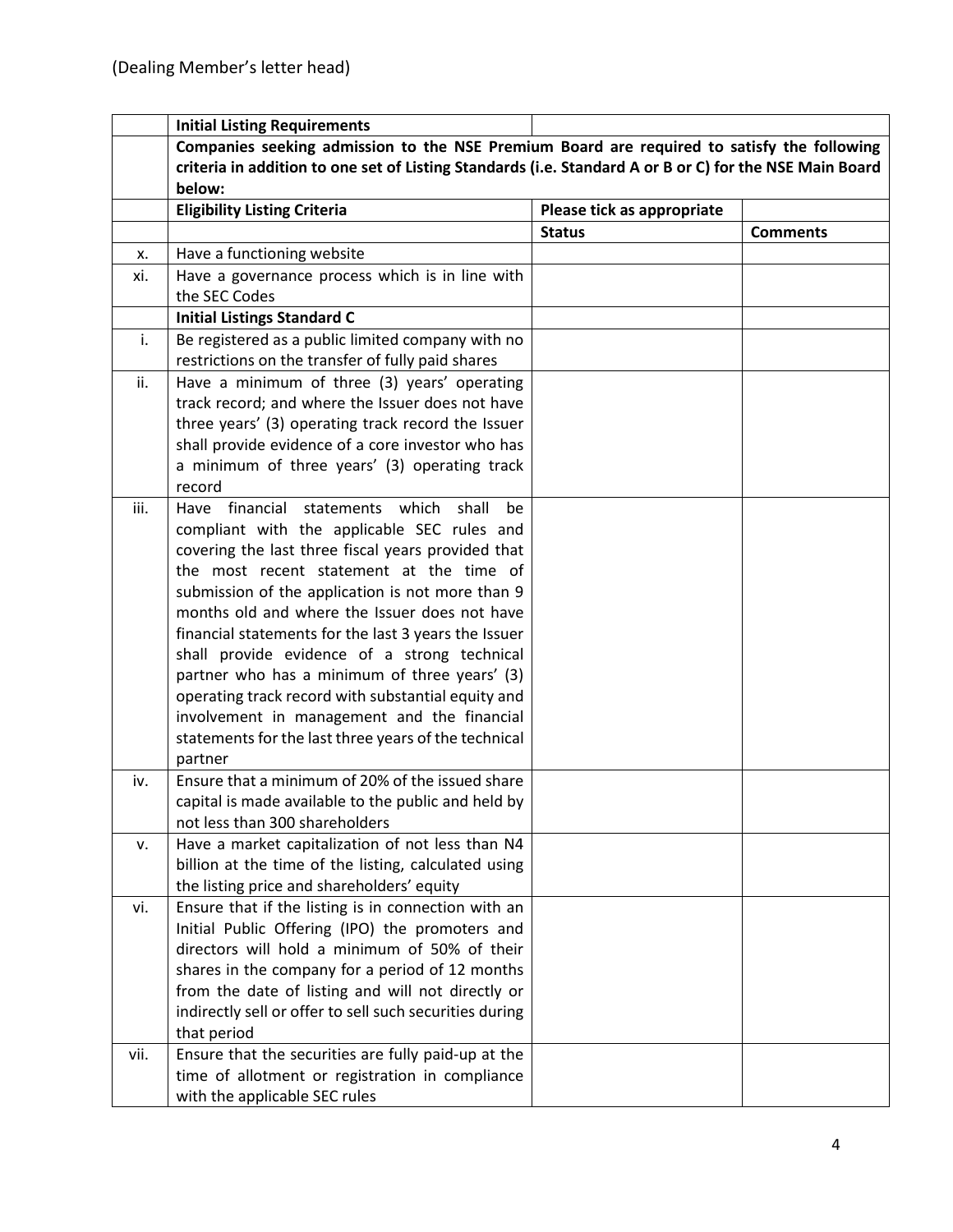(Dealing Member's letter head)

| | **Initial Listing Requirements** | | |
|---|---|---|---|
| | **Companies seeking admission to the NSE Premium Board are required to satisfy the following criteria in addition to one set of Listing Standards (i.e. Standard A or B or C) for the NSE Main Board below:** | | |
| | **Eligibility Listing Criteria** | **Please tick as appropriate** | |
| | | **Status** | **Comments** |
| x. | Have a functioning website | | |
| xi. | Have a governance process which is in line with the SEC Codes | | |
| | **Initial Listings Standard C** | | |
| i. | Be registered as a public limited company with no restrictions on the transfer of fully paid shares | | |
| ii. | Have a minimum of three (3) years' operating track record; and where the Issuer does not have three years' (3) operating track record the Issuer shall provide evidence of a core investor who has a minimum of three years' (3) operating track record | | |
| iii. | Have financial statements which shall be compliant with the applicable SEC rules and covering the last three fiscal years provided that the most recent statement at the time of submission of the application is not more than 9 months old and where the Issuer does not have financial statements for the last 3 years the Issuer shall provide evidence of a strong technical partner who has a minimum of three years' (3) operating track record with substantial equity and involvement in management and the financial statements for the last three years of the technical partner | | |
| iv. | Ensure that a minimum of 20% of the issued share capital is made available to the public and held by not less than 300 shareholders | | |
| v. | Have a market capitalization of not less than N4 billion at the time of the listing, calculated using the listing price and shareholders' equity | | |
| vi. | Ensure that if the listing is in connection with an Initial Public Offering (IPO) the promoters and directors will hold a minimum of 50% of their shares in the company for a period of 12 months from the date of listing and will not directly or indirectly sell or offer to sell such securities during that period | | |
| vii. | Ensure that the securities are fully paid-up at the time of allotment or registration in compliance with the applicable SEC rules | | |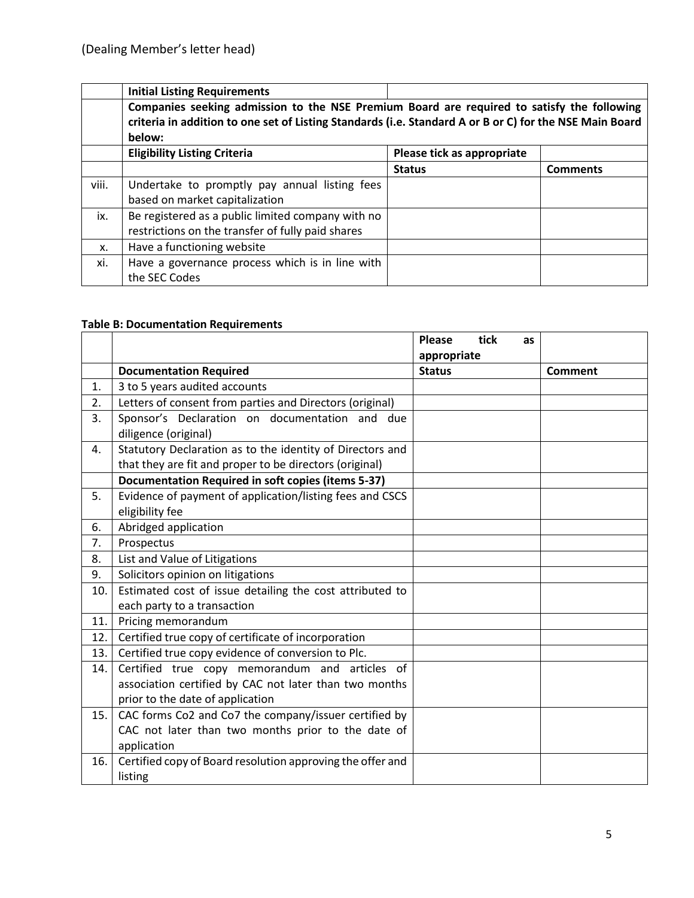(Dealing Member's letter head)

| | **Initial Listing Requirements** | | |
|---|---|---|---|
| | **Companies seeking admission to the NSE Premium Board are required to satisfy the following criteria in addition to one set of Listing Standards (i.e. Standard A or B or C) for the NSE Main Board below:** | | |
| | **Eligibility Listing Criteria** | **Please tick as appropriate** | |
| | | **Status** | **Comments** |
| viii. | Undertake to promptly pay annual listing fees based on market capitalization | | |
| ix. | Be registered as a public limited company with no restrictions on the transfer of fully paid shares | | |
| x. | Have a functioning website | | |
| xi. | Have a governance process which is in line with the SEC Codes | | |

**Table B: Documentation Requirements**

| | | **Please tick as appropriate** | |
|---|---|---|---|
| | **Documentation Required** | **Status** | **Comment** |
| 1. | 3 to 5 years audited accounts | | |
| 2. | Letters of consent from parties and Directors (original) | | |
| 3. | Sponsor's Declaration on documentation and due diligence (original) | | |
| 4. | Statutory Declaration as to the identity of Directors and that they are fit and proper to be directors (original) | | |
| | **Documentation Required in soft copies (items 5-37)** | | |
| 5. | Evidence of payment of application/listing fees and CSCS eligibility fee | | |
| 6. | Abridged application | | |
| 7. | Prospectus | | |
| 8. | List and Value of Litigations | | |
| 9. | Solicitors opinion on litigations | | |
| 10. | Estimated cost of issue detailing the cost attributed to each party to a transaction | | |
| 11. | Pricing memorandum | | |
| 12. | Certified true copy of certificate of incorporation | | |
| 13. | Certified true copy evidence of conversion to Plc. | | |
| 14. | Certified true copy memorandum and articles of association certified by CAC not later than two months prior to the date of application | | |
| 15. | CAC forms Co2 and Co7 the company/issuer certified by CAC not later than two months prior to the date of application | | |
| 16. | Certified copy of Board resolution approving the offer and listing | | |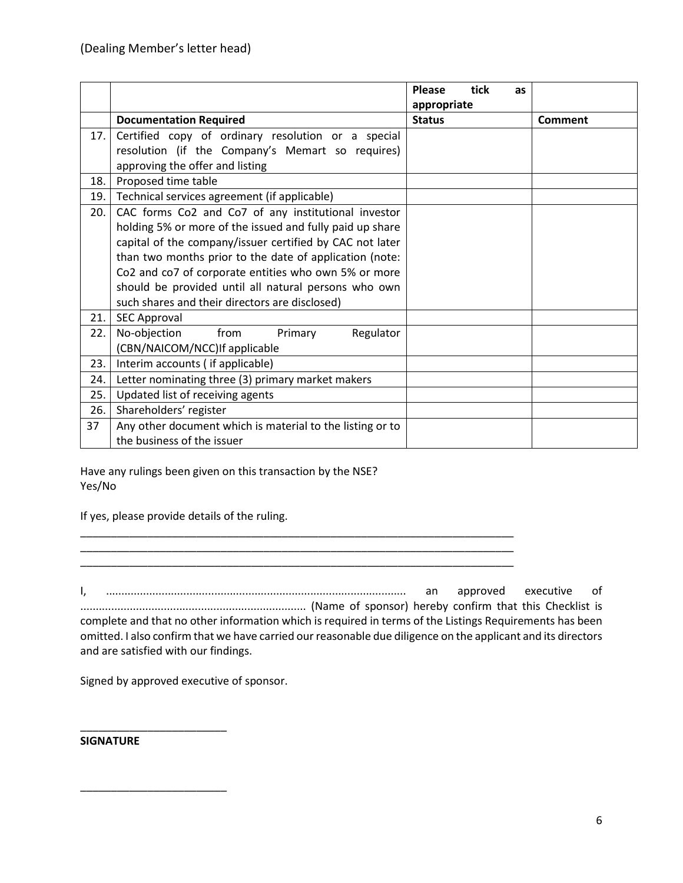(Dealing Member's letter head)

| | | Please tick as appropriate | |
|---|---|---|---|
| | **Documentation Required** | **Status** | **Comment** |
| 17. | Certified copy of ordinary resolution or a special resolution (if the Company's Memart so requires) approving the offer and listing | | |
| 18. | Proposed time table | | |
| 19. | Technical services agreement (if applicable) | | |
| 20. | CAC forms Co2 and Co7 of any institutional investor holding 5% or more of the issued and fully paid up share capital of the company/issuer certified by CAC not later than two months prior to the date of application (note: Co2 and co7 of corporate entities who own 5% or more should be provided until all natural persons who own such shares and their directors are disclosed) | | |
| 21. | SEC Approval | | |
| 22. | No-objection from Primary Regulator (CBN/NAICOM/NCC)If applicable | | |
| 23. | Interim accounts ( if applicable) | | |
| 24. | Letter nominating three (3) primary market makers | | |
| 25. | Updated list of receiving agents | | |
| 26. | Shareholders' register | | |
| 37 | Any other document which is material to the listing or to the business of the issuer | | |

Have any rulings been given on this transaction by the NSE?
Yes/No

If yes, please provide details of the ruling.

___________________________________________________________________________
___________________________________________________________________________
___________________________________________________________________________

I, ................................................................................................ an approved executive of ........................................................................ (Name of sponsor) hereby confirm that this Checklist is complete and that no other information which is required in terms of the Listings Requirements has been omitted. I also confirm that we have carried our reasonable due diligence on the applicant and its directors and are satisfied with our findings.

Signed by approved executive of sponsor.

________________________
**SIGNATURE**

________________________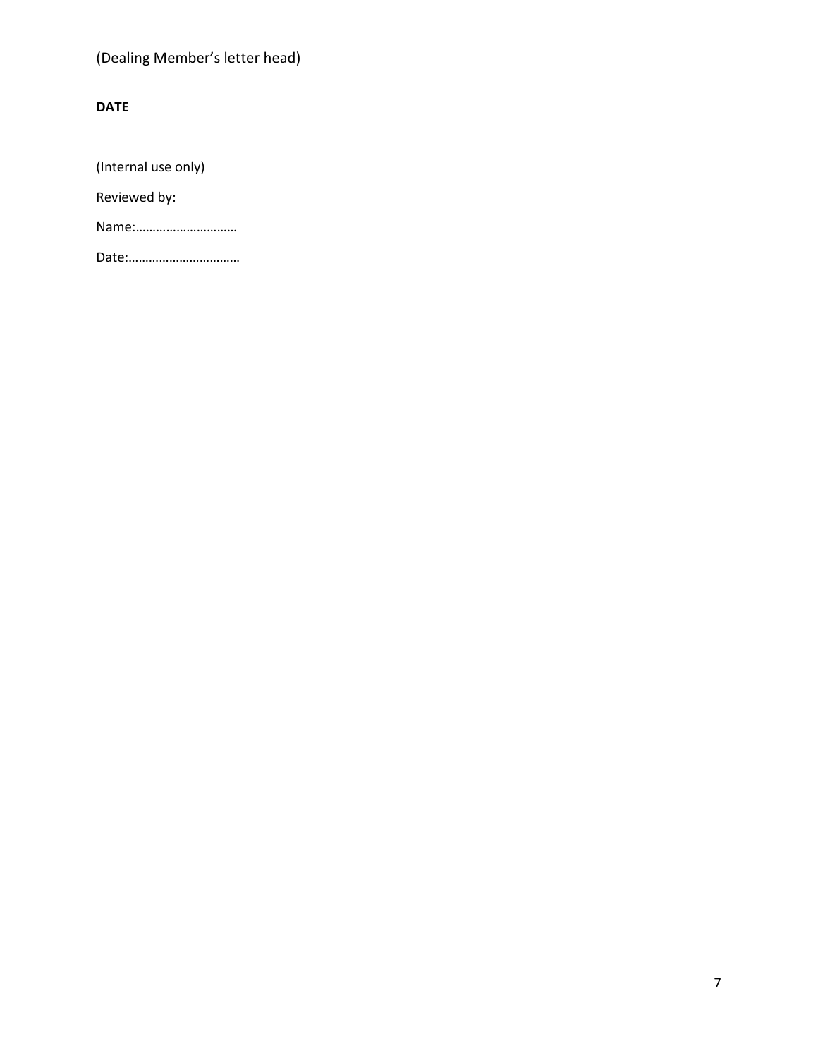(Dealing Member's letter head)

**DATE**

(Internal use only)

Reviewed by:

Name:…………………………

Date:……………………………